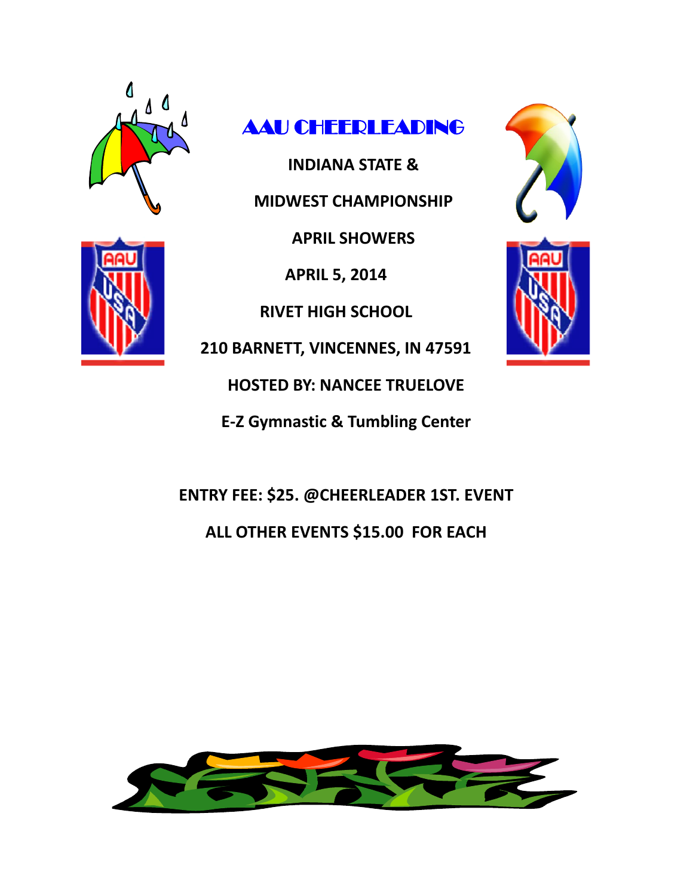# AAU CHEERLEADING

**INDIANA STATE &**

**MIDWEST CHAMPIONSHIP**

**APRIL SHOWERS**

**APRIL 5, 2014**

**RIVET HIGH SCHOOL**

**210 BARNETT, VINCENNES, IN 47591**

**HOSTED BY: NANCEE TRUELOVE**

**E-Z Gymnastic & Tumbling Center**

**ENTRY FEE: $25. @CHEERLEADER 1ST. EVENT**

**ALL OTHER EVENTS $15.00 FOR EACH**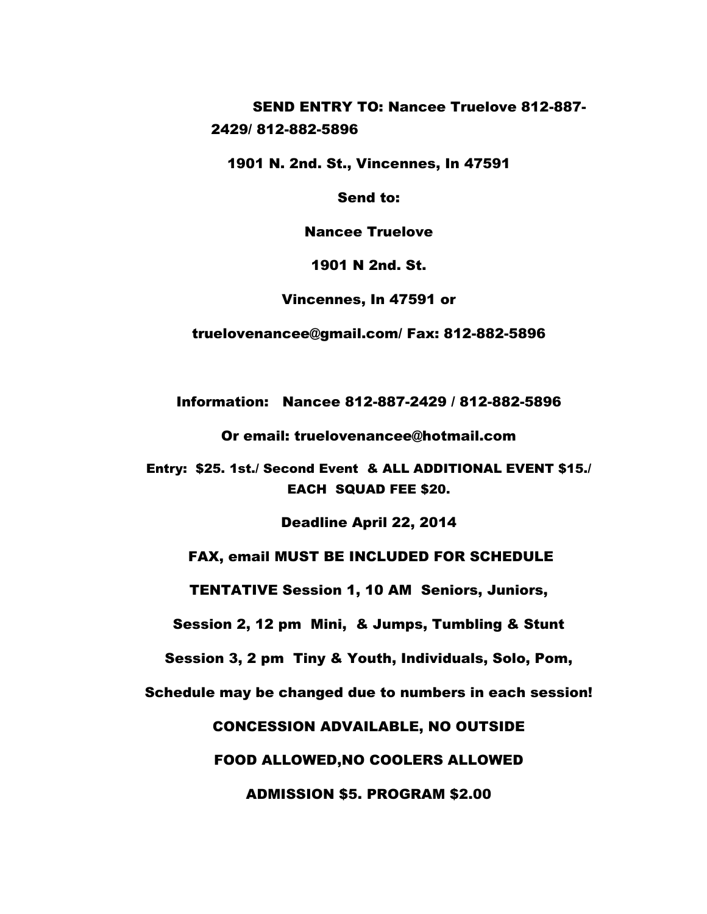**SEND ENTRY TO: Nancee Truelove 812-887-2429/ 812-882-5896**

**1901 N. 2nd. St., Vincennes, In 47591**

**Send to:**

**Nancee Truelove**

**1901 N 2nd. St.**

**Vincennes, In 47591 or**

**truelovenancee@gmail.com/ Fax: 812-882-5896**

**Information: Nancee 812-887-2429 / 812-882-5896**

**Or email: truelovenancee@hotmail.com**

**Entry: $25. 1st./ Second Event & ALL ADDITIONAL EVENT $15./ EACH SQUAD FEE $20.**

**Deadline April 22, 2014**

**FAX, email MUST BE INCLUDED FOR SCHEDULE**

**TENTATIVE Session 1, 10 AM Seniors, Juniors,**

**Session 2, 12 pm Mini, & Jumps, Tumbling & Stunt**

**Session 3, 2 pm Tiny & Youth, Individuals, Solo, Pom,**

**Schedule may be changed due to numbers in each session!**

**CONCESSION ADVAILABLE, NO OUTSIDE**

**FOOD ALLOWED,NO COOLERS ALLOWED**

**ADMISSION $5. PROGRAM $2.00**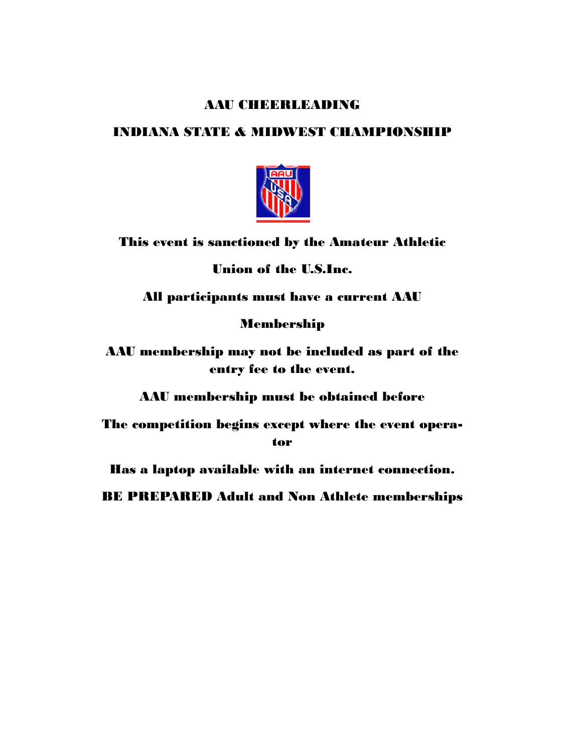# AAU CHEERLEADING

## INDIANA STATE & MIDWEST CHAMPIONSHIP

**This event is sanctioned by the Amateur Athletic**

**Union of the U.S.Inc.**

**All participants must have a current AAU**

**Membership**

**AAU membership may not be included as part of the entry fee to the event.**

**AAU membership must be obtained before**

**The competition begins except where the event operator**

**Has a laptop available with an internet connection.**

**BE PREPARED Adult and Non Athlete memberships**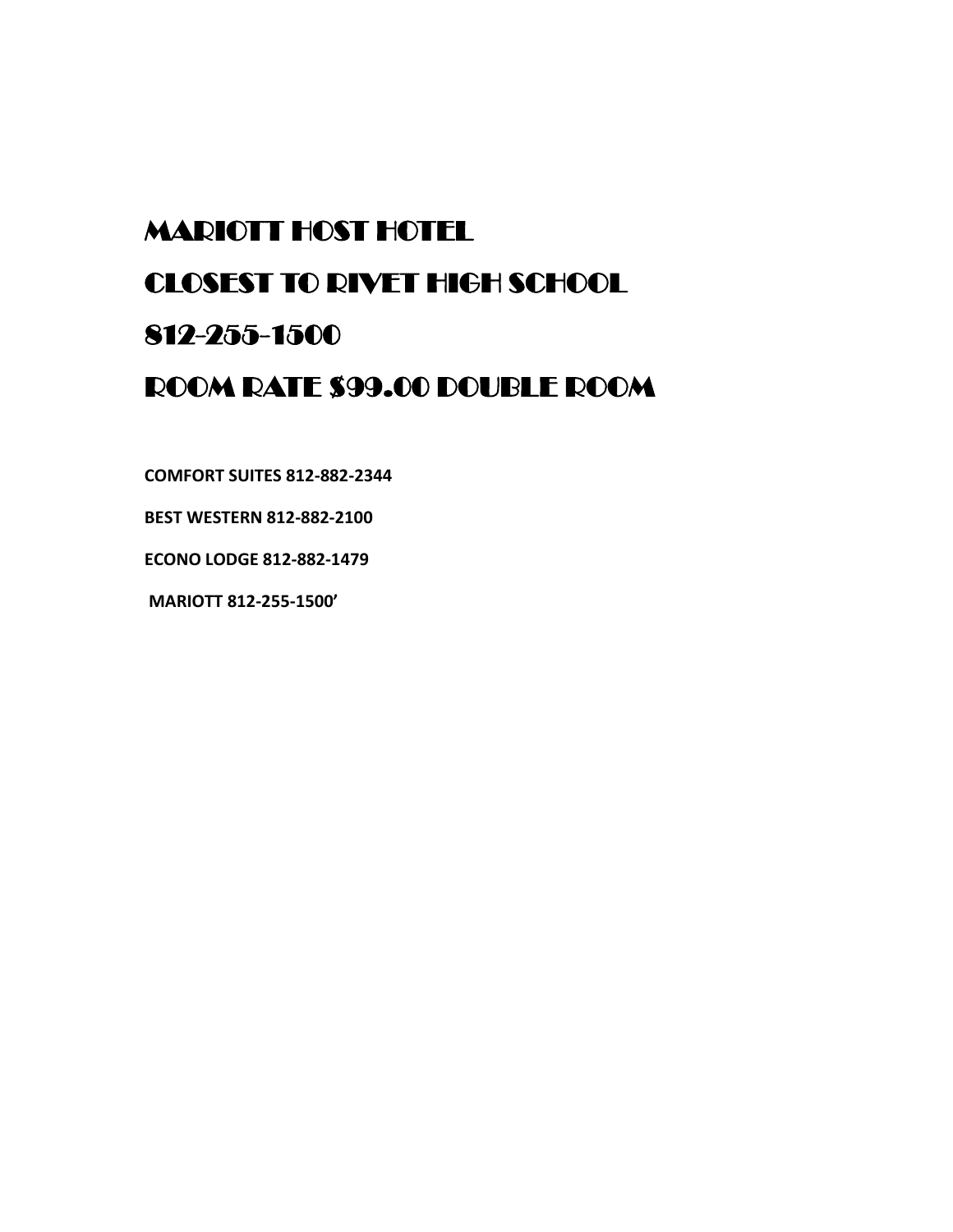# MARIOTT HOST HOTEL

# CLOSEST TO RIVET HIGH SCHOOL

# 812-255-1500

# ROOM RATE $99.00 DOUBLE ROOM

**COMFORT SUITES 812-882-2344**

**BEST WESTERN 812-882-2100**

**ECONO LODGE 812-882-1479**

**MARIOTT 812-255-1500'**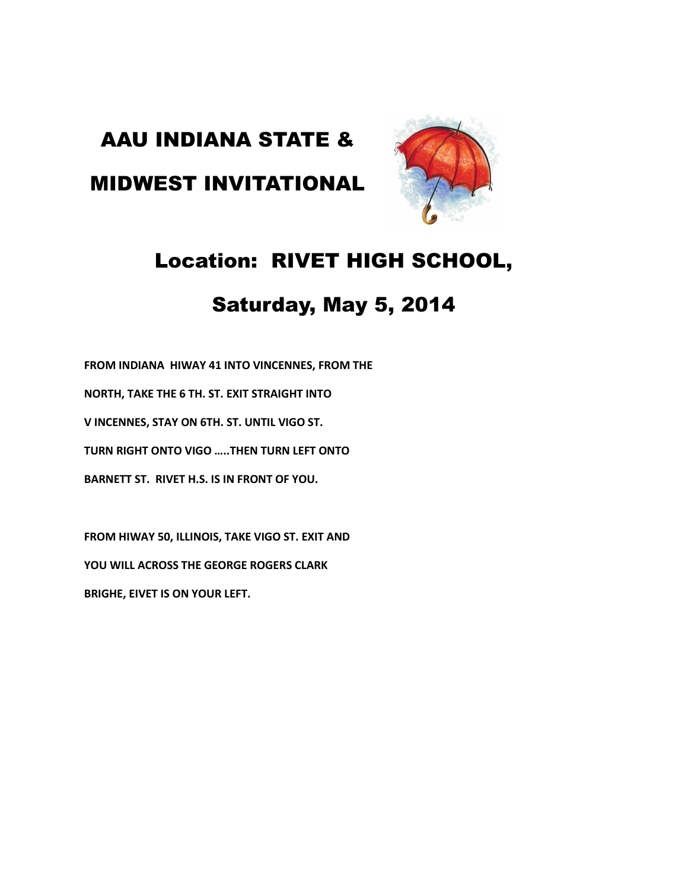# AAU INDIANA STATE &

# MIDWEST INVITATIONAL

## Location: RIVET HIGH SCHOOL,

## Saturday, May 5, 2014

**FROM INDIANA HIWAY 41 INTO VINCENNES, FROM THE NORTH, TAKE THE 6 TH. ST. EXIT STRAIGHT INTO V INCENNES, STAY ON 6TH. ST. UNTIL VIGO ST. TURN RIGHT ONTO VIGO …..THEN TURN LEFT ONTO BARNETT ST. RIVET H.S. IS IN FRONT OF YOU.**

**FROM HIWAY 50, ILLINOIS, TAKE VIGO ST. EXIT AND YOU WILL ACROSS THE GEORGE ROGERS CLARK BRIGHE, EIVET IS ON YOUR LEFT.**